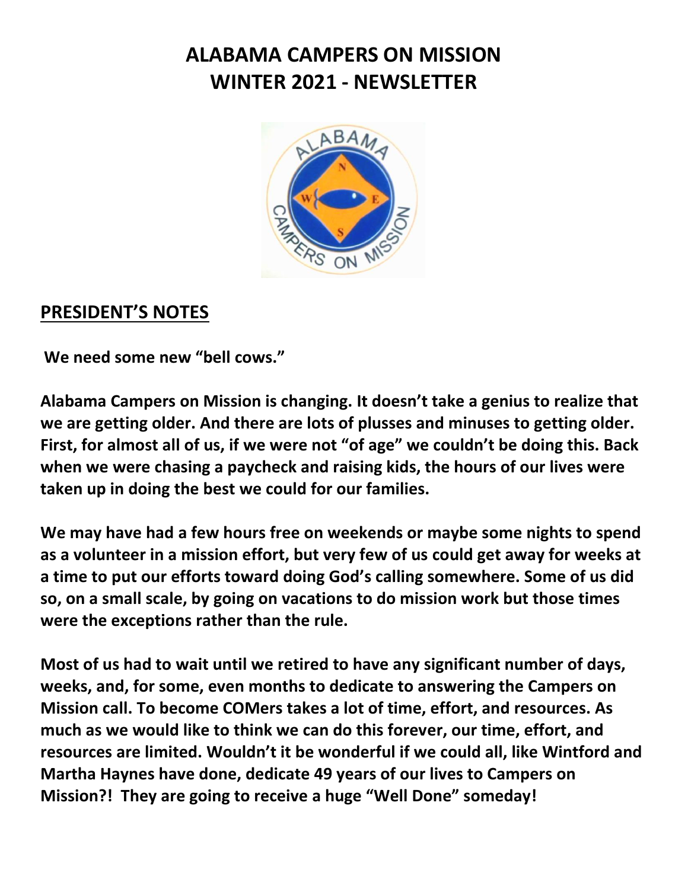# ALABAMA CAMPERS ON MISSION
# WINTER 2021 - NEWSLETTER

## PRESIDENT'S NOTES

**We need some new "bell cows."**

**Alabama Campers on Mission is changing. It doesn't take a genius to realize that we are getting older. And there are lots of plusses and minuses to getting older. First, for almost all of us, if we were not "of age" we couldn't be doing this. Back when we were chasing a paycheck and raising kids, the hours of our lives were taken up in doing the best we could for our families.**

**We may have had a few hours free on weekends or maybe some nights to spend as a volunteer in a mission effort, but very few of us could get away for weeks at a time to put our efforts toward doing God's calling somewhere. Some of us did so, on a small scale, by going on vacations to do mission work but those times were the exceptions rather than the rule.**

**Most of us had to wait until we retired to have any significant number of days, weeks, and, for some, even months to dedicate to answering the Campers on Mission call. To become COMers takes a lot of time, effort, and resources. As much as we would like to think we can do this forever, our time, effort, and resources are limited. Wouldn't it be wonderful if we could all, like Wintford and Martha Haynes have done, dedicate 49 years of our lives to Campers on Mission?! They are going to receive a huge "Well Done" someday!**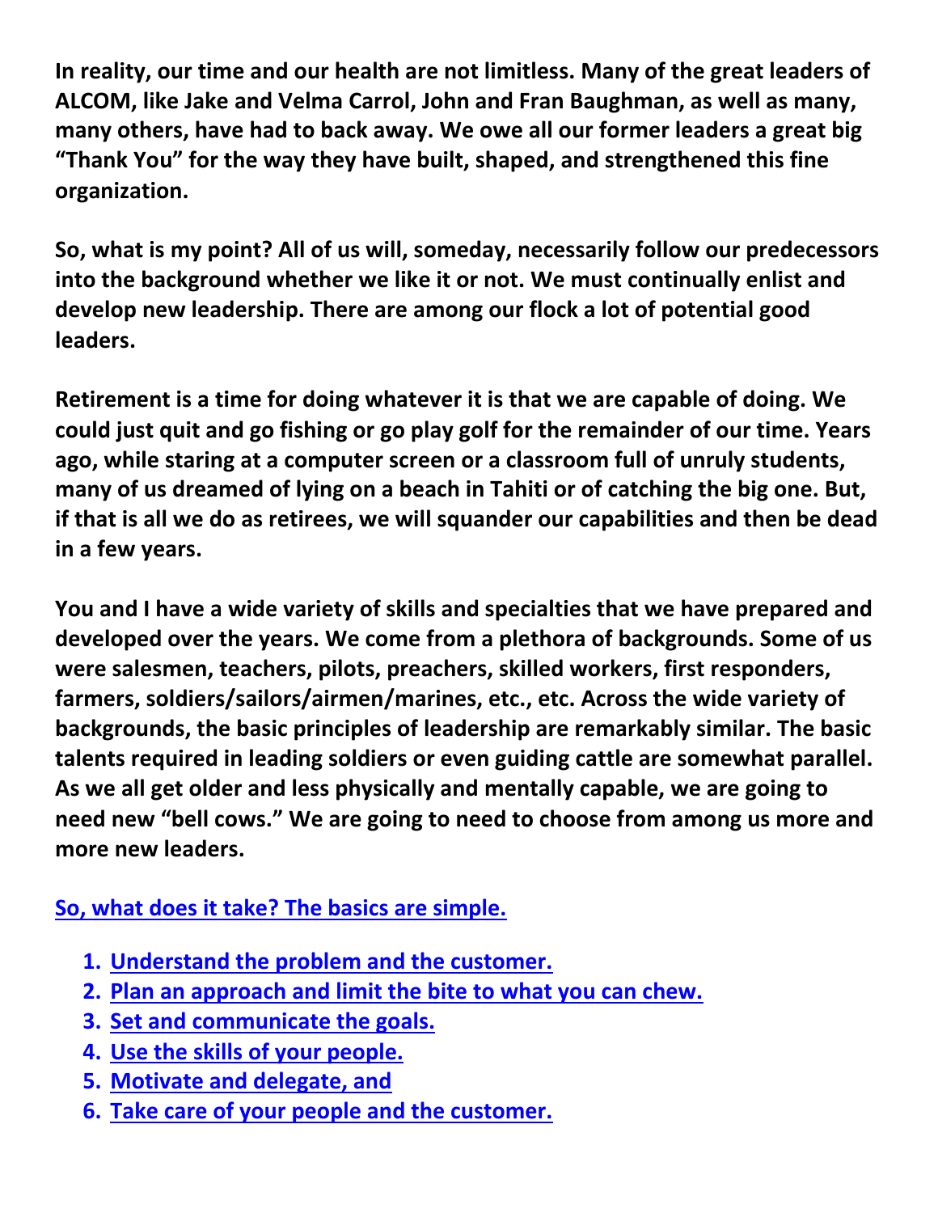**In reality, our time and our health are not limitless. Many of the great leaders of ALCOM, like Jake and Velma Carrol, John and Fran Baughman, as well as many, many others, have had to back away. We owe all our former leaders a great big "Thank You" for the way they have built, shaped, and strengthened this fine organization.**

**So, what is my point? All of us will, someday, necessarily follow our predecessors into the background whether we like it or not. We must continually enlist and develop new leadership. There are among our flock a lot of potential good leaders.**

**Retirement is a time for doing whatever it is that we are capable of doing. We could just quit and go fishing or go play golf for the remainder of our time. Years ago, while staring at a computer screen or a classroom full of unruly students, many of us dreamed of lying on a beach in Tahiti or of catching the big one. But, if that is all we do as retirees, we will squander our capabilities and then be dead in a few years.**

**You and I have a wide variety of skills and specialties that we have prepared and developed over the years. We come from a plethora of backgrounds. Some of us were salesmen, teachers, pilots, preachers, skilled workers, first responders, farmers, soldiers/sailors/airmen/marines, etc., etc. Across the wide variety of backgrounds, the basic principles of leadership are remarkably similar. The basic talents required in leading soldiers or even guiding cattle are somewhat parallel. As we all get older and less physically and mentally capable, we are going to need new "bell cows." We are going to need to choose from among us more and more new leaders.**

**So, what does it take? The basics are simple.**

1. **Understand the problem and the customer.**
2. **Plan an approach and limit the bite to what you can chew.**
3. **Set and communicate the goals.**
4. **Use the skills of your people.**
5. **Motivate and delegate, and**
6. **Take care of your people and the customer.**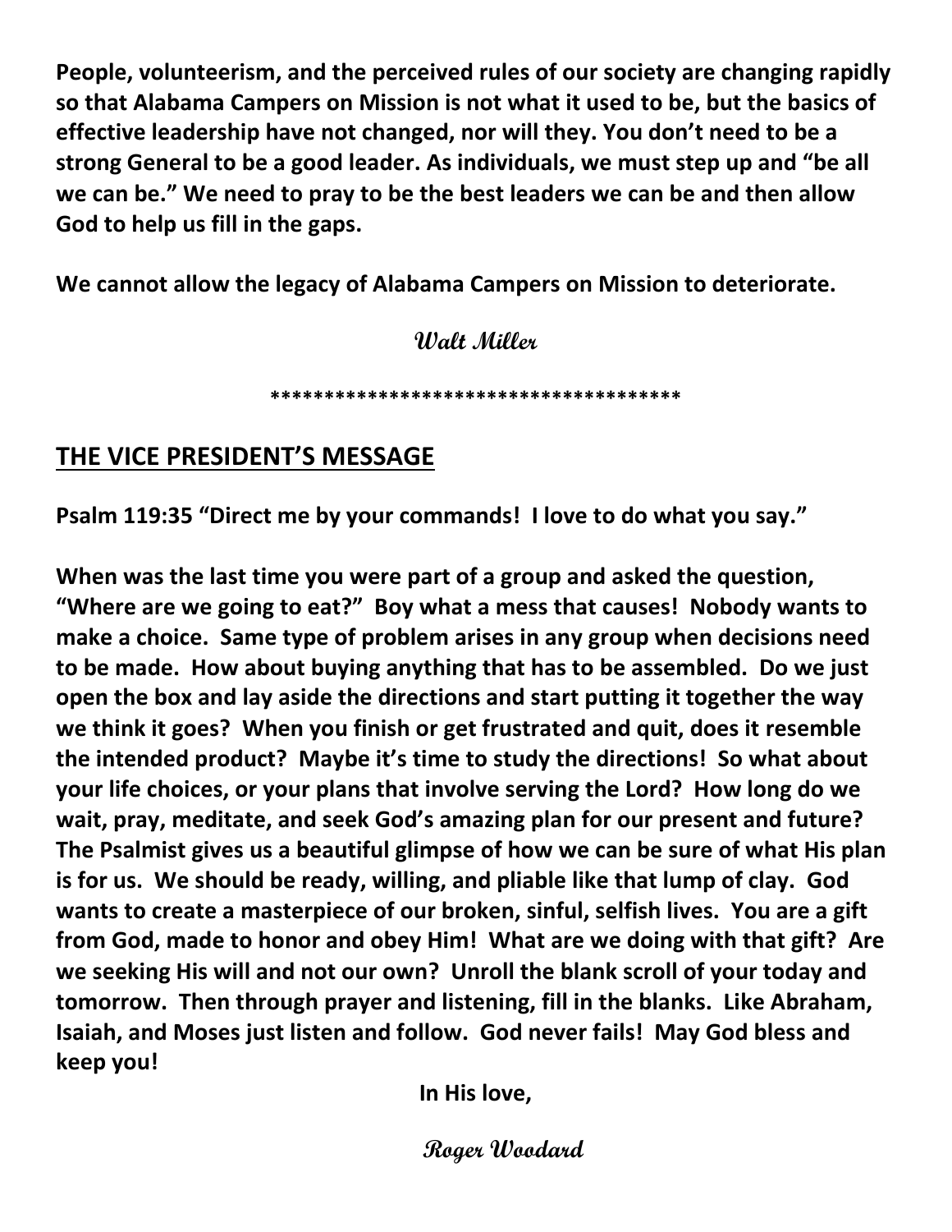**People, volunteerism, and the perceived rules of our society are changing rapidly so that Alabama Campers on Mission is not what it used to be, but the basics of effective leadership have not changed, nor will they. You don't need to be a strong General to be a good leader. As individuals, we must step up and "be all we can be." We need to pray to be the best leaders we can be and then allow God to help us fill in the gaps.**

**We cannot allow the legacy of Alabama Campers on Mission to deteriorate.**

*Walt Miller*

**************************************

## THE VICE PRESIDENT'S MESSAGE

**Psalm 119:35 "Direct me by your commands! I love to do what you say."**

**When was the last time you were part of a group and asked the question, "Where are we going to eat?" Boy what a mess that causes! Nobody wants to make a choice. Same type of problem arises in any group when decisions need to be made. How about buying anything that has to be assembled. Do we just open the box and lay aside the directions and start putting it together the way we think it goes? When you finish or get frustrated and quit, does it resemble the intended product? Maybe it's time to study the directions! So what about your life choices, or your plans that involve serving the Lord? How long do we wait, pray, meditate, and seek God's amazing plan for our present and future? The Psalmist gives us a beautiful glimpse of how we can be sure of what His plan is for us. We should be ready, willing, and pliable like that lump of clay. God wants to create a masterpiece of our broken, sinful, selfish lives. You are a gift from God, made to honor and obey Him! What are we doing with that gift? Are we seeking His will and not our own? Unroll the blank scroll of your today and tomorrow. Then through prayer and listening, fill in the blanks. Like Abraham, Isaiah, and Moses just listen and follow. God never fails! May God bless and keep you!**

**In His love,**

*Roger Woodard*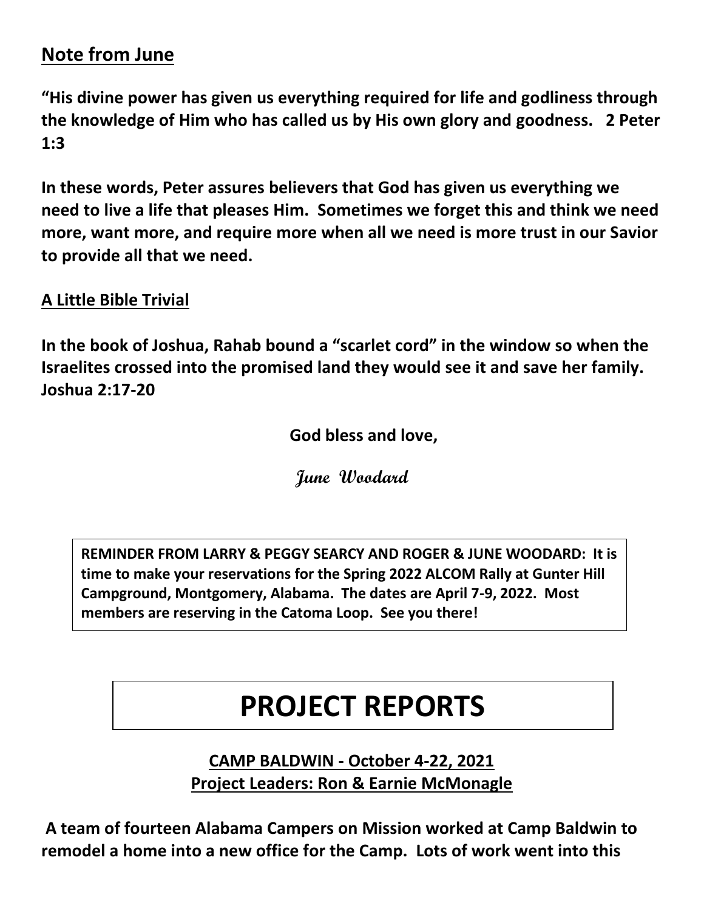## Note from June

**"His divine power has given us everything required for life and godliness through the knowledge of Him who has called us by His own glory and goodness. 2 Peter 1:3**

**In these words, Peter assures believers that God has given us everything we need to live a life that pleases Him. Sometimes we forget this and think we need more, want more, and require more when all we need is more trust in our Savior to provide all that we need.**

### A Little Bible Trivial

**In the book of Joshua, Rahab bound a "scarlet cord" in the window so when the Israelites crossed into the promised land they would see it and save her family. Joshua 2:17-20**

**God bless and love,**

**June Woodard**

**REMINDER FROM LARRY & PEGGY SEARCY AND ROGER & JUNE WOODARD: It is time to make your reservations for the Spring 2022 ALCOM Rally at Gunter Hill Campground, Montgomery, Alabama. The dates are April 7-9, 2022. Most members are reserving in the Catoma Loop. See you there!**

# PROJECT REPORTS

### CAMP BALDWIN - October 4-22, 2021
### Project Leaders: Ron & Earnie McMonagle

**A team of fourteen Alabama Campers on Mission worked at Camp Baldwin to remodel a home into a new office for the Camp. Lots of work went into this**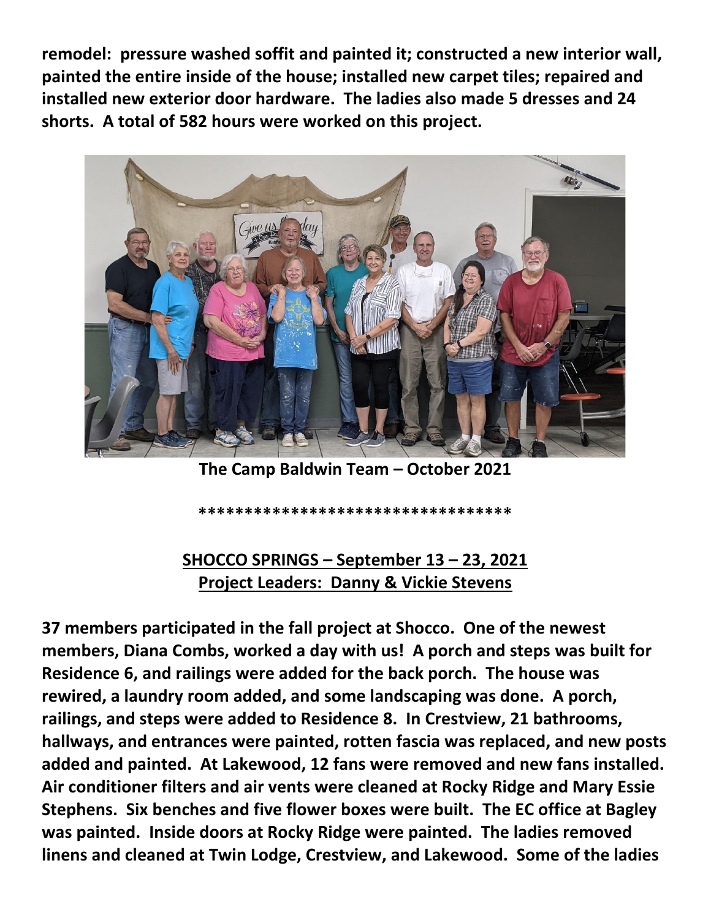**remodel: pressure washed soffit and painted it; constructed a new interior wall, painted the entire inside of the house; installed new carpet tiles; repaired and installed new exterior door hardware. The ladies also made 5 dresses and 24 shorts. A total of 582 hours were worked on this project.**

**The Camp Baldwin Team – October 2021**

**\*\*\*\*\*\*\*\*\*\*\*\*\*\*\*\*\*\*\*\*\*\*\*\*\*\*\*\*\*\*\*\*\*\*\***

**<u>SHOCCO SPRINGS – September 13 – 23, 2021</u>**
**<u>Project Leaders: Danny & Vickie Stevens</u>**

**37 members participated in the fall project at Shocco. One of the newest members, Diana Combs, worked a day with us! A porch and steps was built for Residence 6, and railings were added for the back porch. The house was rewired, a laundry room added, and some landscaping was done. A porch, railings, and steps were added to Residence 8. In Crestview, 21 bathrooms, hallways, and entrances were painted, rotten fascia was replaced, and new posts added and painted. At Lakewood, 12 fans were removed and new fans installed. Air conditioner filters and air vents were cleaned at Rocky Ridge and Mary Essie Stephens. Six benches and five flower boxes were built. The EC office at Bagley was painted. Inside doors at Rocky Ridge were painted. The ladies removed linens and cleaned at Twin Lodge, Crestview, and Lakewood. Some of the ladies**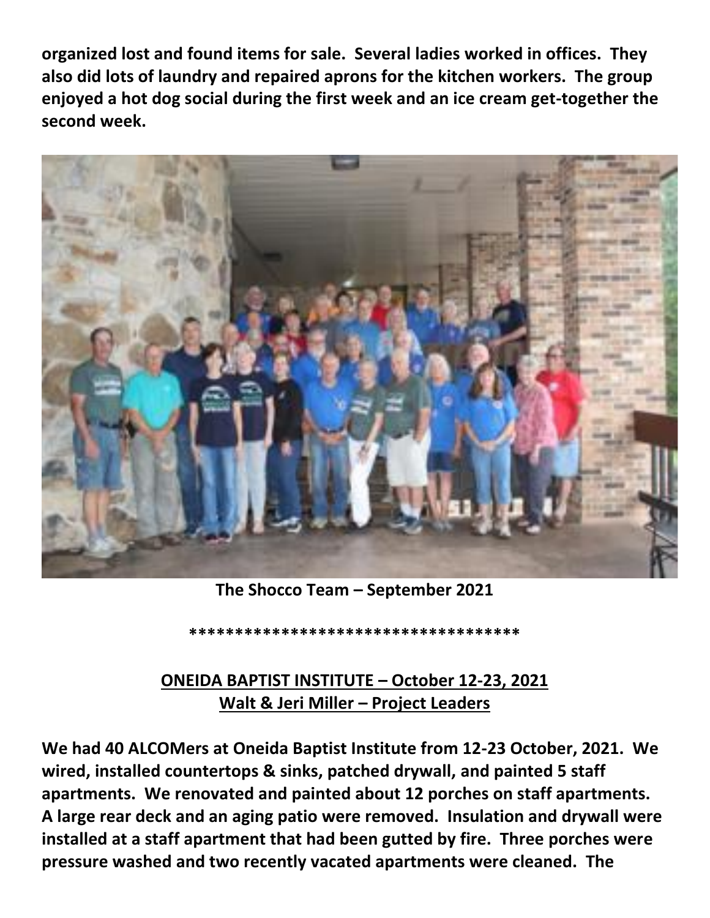**organized lost and found items for sale. Several ladies worked in offices. They also did lots of laundry and repaired aprons for the kitchen workers. The group enjoyed a hot dog social during the first week and an ice cream get-together the second week.**

**The Shocco Team – September 2021**

**************************************

## ONEIDA BAPTIST INSTITUTE – October 12-23, 2021
### Walt & Jeri Miller – Project Leaders

**We had 40 ALCOMers at Oneida Baptist Institute from 12-23 October, 2021. We wired, installed countertops & sinks, patched drywall, and painted 5 staff apartments. We renovated and painted about 12 porches on staff apartments. A large rear deck and an aging patio were removed. Insulation and drywall were installed at a staff apartment that had been gutted by fire. Three porches were pressure washed and two recently vacated apartments were cleaned. The**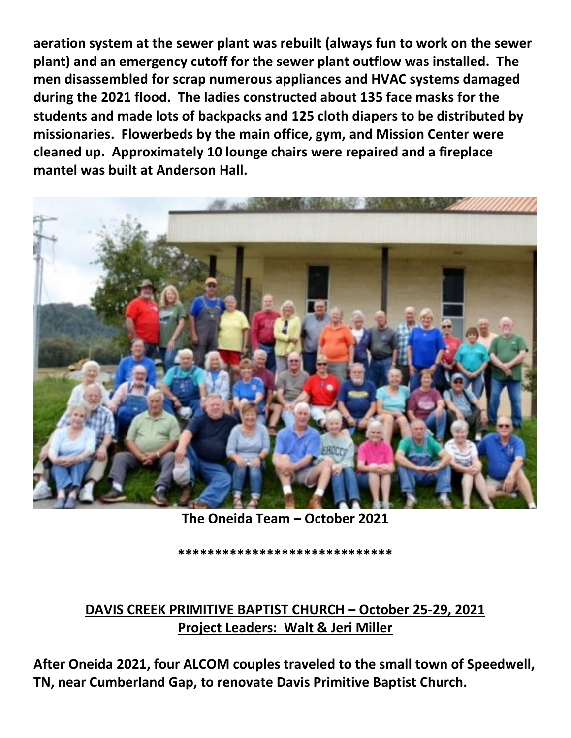**aeration system at the sewer plant was rebuilt (always fun to work on the sewer plant) and an emergency cutoff for the sewer plant outflow was installed. The men disassembled for scrap numerous appliances and HVAC systems damaged during the 2021 flood. The ladies constructed about 135 face masks for the students and made lots of backpacks and 125 cloth diapers to be distributed by missionaries. Flowerbeds by the main office, gym, and Mission Center were cleaned up. Approximately 10 lounge chairs were repaired and a fireplace mantel was built at Anderson Hall.**

**The Oneida Team – October 2021**

**\*\*\*\*\*\*\*\*\*\*\*\*\*\*\*\*\*\*\*\*\*\*\*\*\*\*\*\*\*\***

## <u>DAVIS CREEK PRIMITIVE BAPTIST CHURCH – October 25-29, 2021</u>
## <u>Project Leaders: Walt & Jeri Miller</u>

**After Oneida 2021, four ALCOM couples traveled to the small town of Speedwell, TN, near Cumberland Gap, to renovate Davis Primitive Baptist Church.**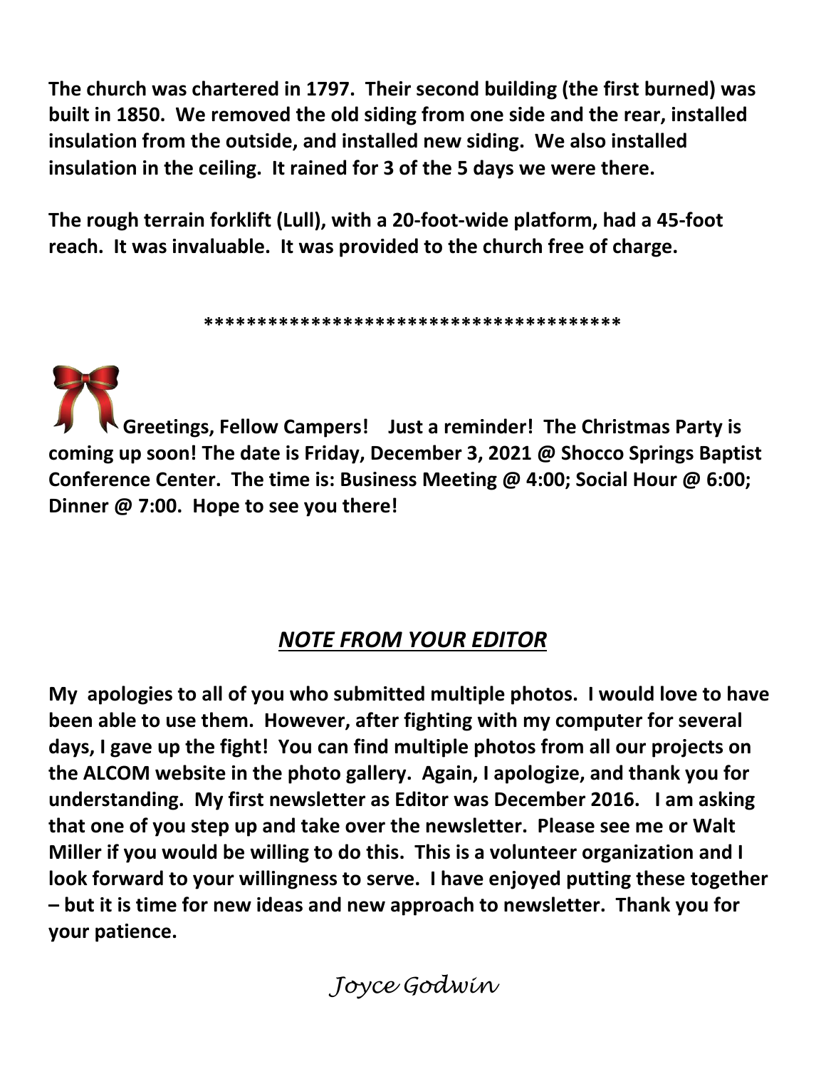**The church was chartered in 1797. Their second building (the first burned) was built in 1850. We removed the old siding from one side and the rear, installed insulation from the outside, and installed new siding. We also installed insulation in the ceiling. It rained for 3 of the 5 days we were there.**

**The rough terrain forklift (Lull), with a 20-foot-wide platform, had a 45-foot reach. It was invaluable. It was provided to the church free of charge.**

**\*\*\*\*\*\*\*\*\*\*\*\*\*\*\*\*\*\*\*\*\*\*\*\*\*\*\*\*\*\*\*\*\*\*\*\*\*\*\*\*\***

**Greetings, Fellow Campers! Just a reminder! The Christmas Party is coming up soon! The date is Friday, December 3, 2021 @ Shocco Springs Baptist Conference Center. The time is: Business Meeting @ 4:00; Social Hour @ 6:00; Dinner @ 7:00. Hope to see you there!**

## ***NOTE FROM YOUR EDITOR***

**My apologies to all of you who submitted multiple photos. I would love to have been able to use them. However, after fighting with my computer for several days, I gave up the fight! You can find multiple photos from all our projects on the ALCOM website in the photo gallery. Again, I apologize, and thank you for understanding. My first newsletter as Editor was December 2016. I am asking that one of you step up and take over the newsletter. Please see me or Walt Miller if you would be willing to do this. This is a volunteer organization and I look forward to your willingness to serve. I have enjoyed putting these together – but it is time for new ideas and new approach to newsletter. Thank you for your patience.**

*Joyce Godwin*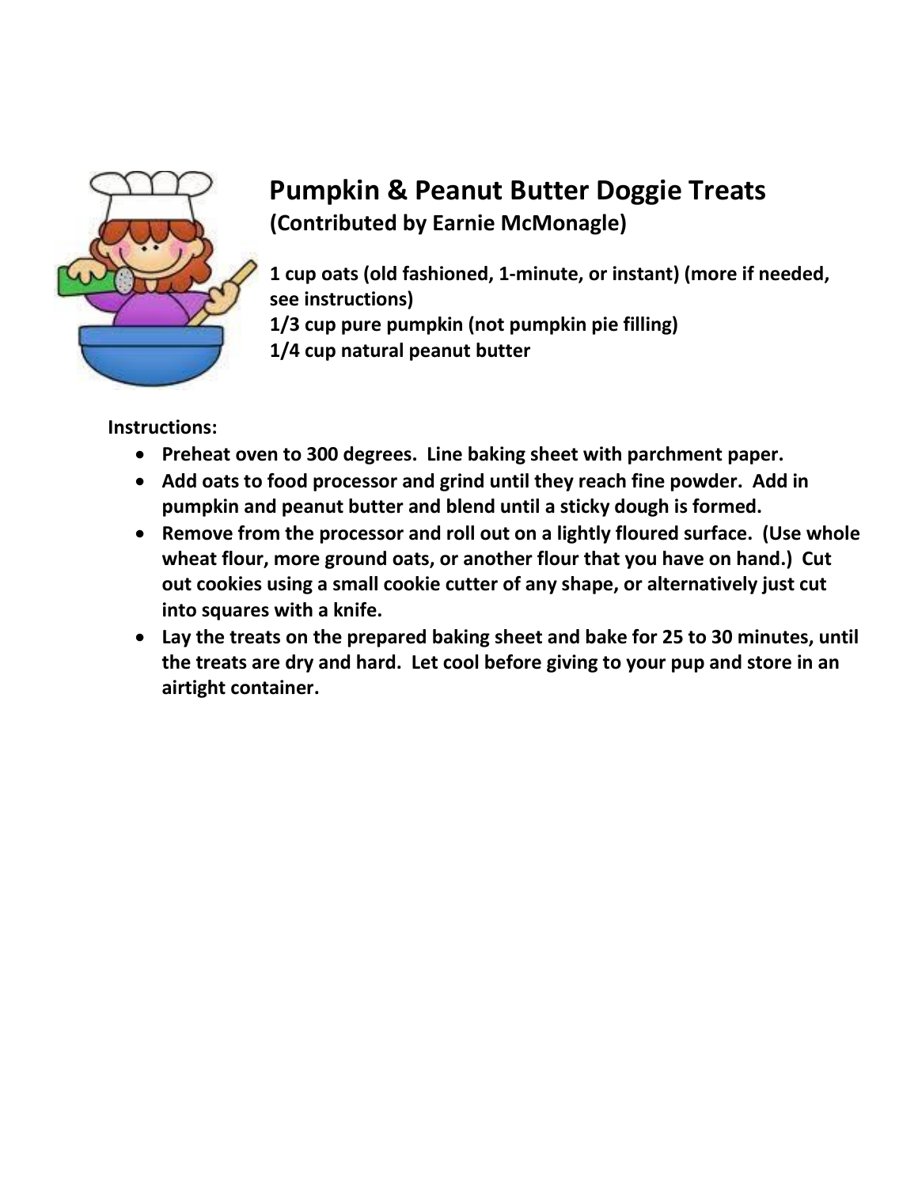# Pumpkin & Peanut Butter Doggie Treats

**(Contributed by Earnie McMonagle)**

**1 cup oats (old fashioned, 1-minute, or instant) (more if needed, see instructions)**
**1/3 cup pure pumpkin (not pumpkin pie filling)**
**1/4 cup natural peanut butter**

**Instructions:**

- **Preheat oven to 300 degrees. Line baking sheet with parchment paper.**
- **Add oats to food processor and grind until they reach fine powder. Add in pumpkin and peanut butter and blend until a sticky dough is formed.**
- **Remove from the processor and roll out on a lightly floured surface. (Use whole wheat flour, more ground oats, or another flour that you have on hand.) Cut out cookies using a small cookie cutter of any shape, or alternatively just cut into squares with a knife.**
- **Lay the treats on the prepared baking sheet and bake for 25 to 30 minutes, until the treats are dry and hard. Let cool before giving to your pup and store in an airtight container.**